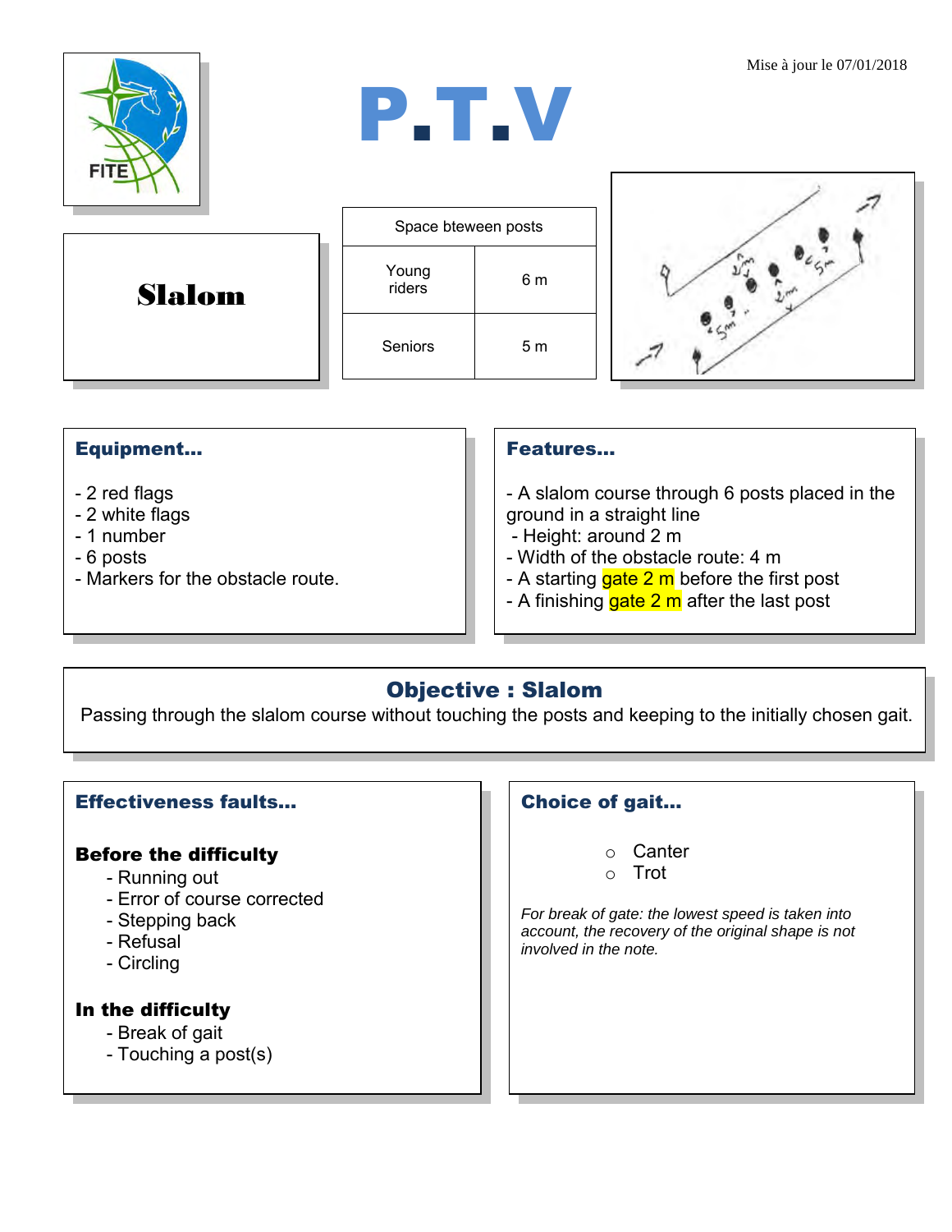Mise à jour le 07/01/2018

# P.T.V

## Slalom

| Space bteween posts | |
|---|---|
| Young riders | 6 m |
| Seniors | 5 m |

### Equipment...

- 2 red flags
- 2 white flags
- 1 number
- 6 posts
- Markers for the obstacle route.

### Features...

- A slalom course through 6 posts placed in the ground in a straight line
- Height: around 2 m
- Width of the obstacle route: 4 m
- A starting gate 2 m before the first post
- A finishing gate 2 m after the last post

### Objective : Slalom

Passing through the slalom course without touching the posts and keeping to the initially chosen gait.

### Effectiveness faults...

**Before the difficulty**

- Running out
- Error of course corrected
- Stepping back
- Refusal
- Circling

**In the difficulty**

- Break of gait
- Touching a post(s)

### Choice of gait...

- Canter
- Trot

*For break of gate: the lowest speed is taken into account, the recovery of the original shape is not involved in the note.*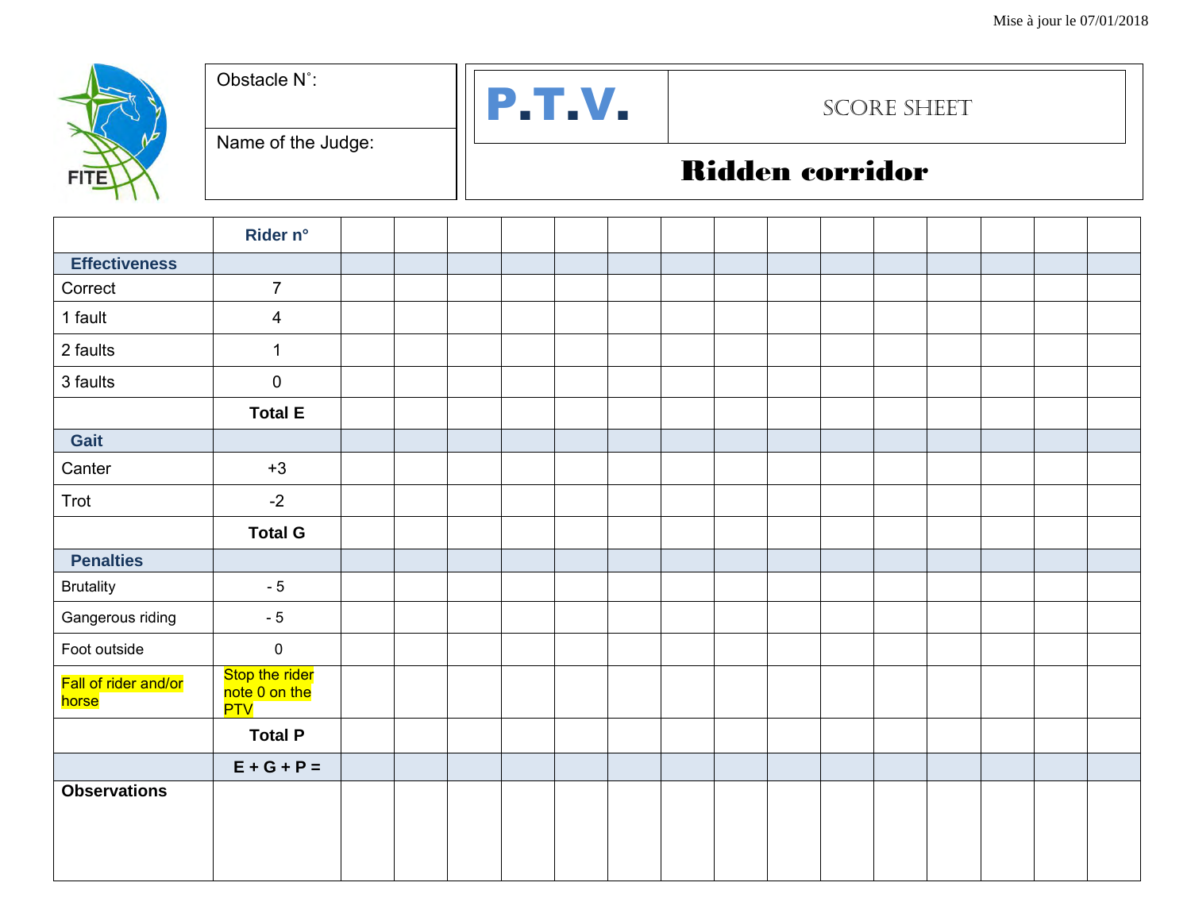Mise à jour le 07/01/2018

FITE

| Obstacle N°: |
| --- |
| Name of the Judge: |

# P.T.V.

SCORE SHEET

## Ridden corridor

| | Rider n° | | | | | | | | | | | | | | | |
| --- | --- | --- | --- | --- | --- | --- | --- | --- | --- | --- | --- | --- | --- | --- | --- | --- |
| **Effectiveness** | | | | | | | | | | | | | | | | |
| Correct | 7 | | | | | | | | | | | | | | | |
| 1 fault | 4 | | | | | | | | | | | | | | | |
| 2 faults | 1 | | | | | | | | | | | | | | | |
| 3 faults | 0 | | | | | | | | | | | | | | | |
| | **Total E** | | | | | | | | | | | | | | | |
| **Gait** | | | | | | | | | | | | | | | | |
| Canter | +3 | | | | | | | | | | | | | | | |
| Trot | -2 | | | | | | | | | | | | | | | |
| | **Total G** | | | | | | | | | | | | | | | |
| **Penalties** | | | | | | | | | | | | | | | | |
| Brutality | - 5 | | | | | | | | | | | | | | | |
| Gangerous riding | - 5 | | | | | | | | | | | | | | | |
| Foot outside | 0 | | | | | | | | | | | | | | | |
| Fall of rider and/or horse | Stop the rider note 0 on the PTV | | | | | | | | | | | | | | | |
| | **Total P** | | | | | | | | | | | | | | | |
| | **E + G + P =** | | | | | | | | | | | | | | | |
| **Observations** | | | | | | | | | | | | | | | | |